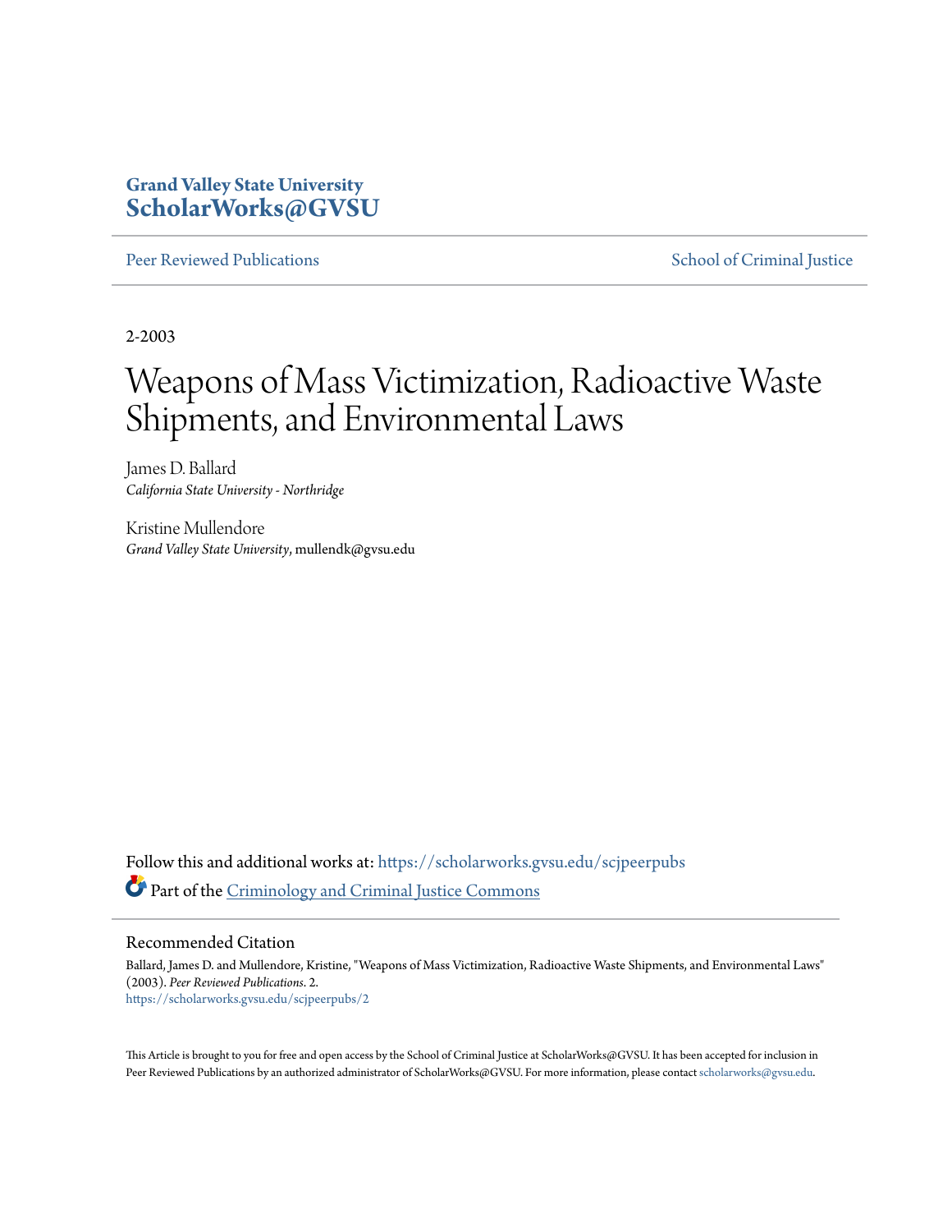# Grand Valley State University
# ScholarWorks@GVSU

Peer Reviewed Publications | School of Criminal Justice

2-2003

# Weapons of Mass Victimization, Radioactive Waste Shipments, and Environmental Laws

James D. Ballard
*California State University - Northridge*

Kristine Mullendore
*Grand Valley State University*, mullendk@gvsu.edu

Follow this and additional works at: https://scholarworks.gvsu.edu/scjpeerpubs

Part of the Criminology and Criminal Justice Commons

## Recommended Citation

Ballard, James D. and Mullendore, Kristine, "Weapons of Mass Victimization, Radioactive Waste Shipments, and Environmental Laws" (2003). *Peer Reviewed Publications*. 2.
https://scholarworks.gvsu.edu/scjpeerpubs/2

This Article is brought to you for free and open access by the School of Criminal Justice at ScholarWorks@GVSU. It has been accepted for inclusion in Peer Reviewed Publications by an authorized administrator of ScholarWorks@GVSU. For more information, please contact scholarworks@gvsu.edu.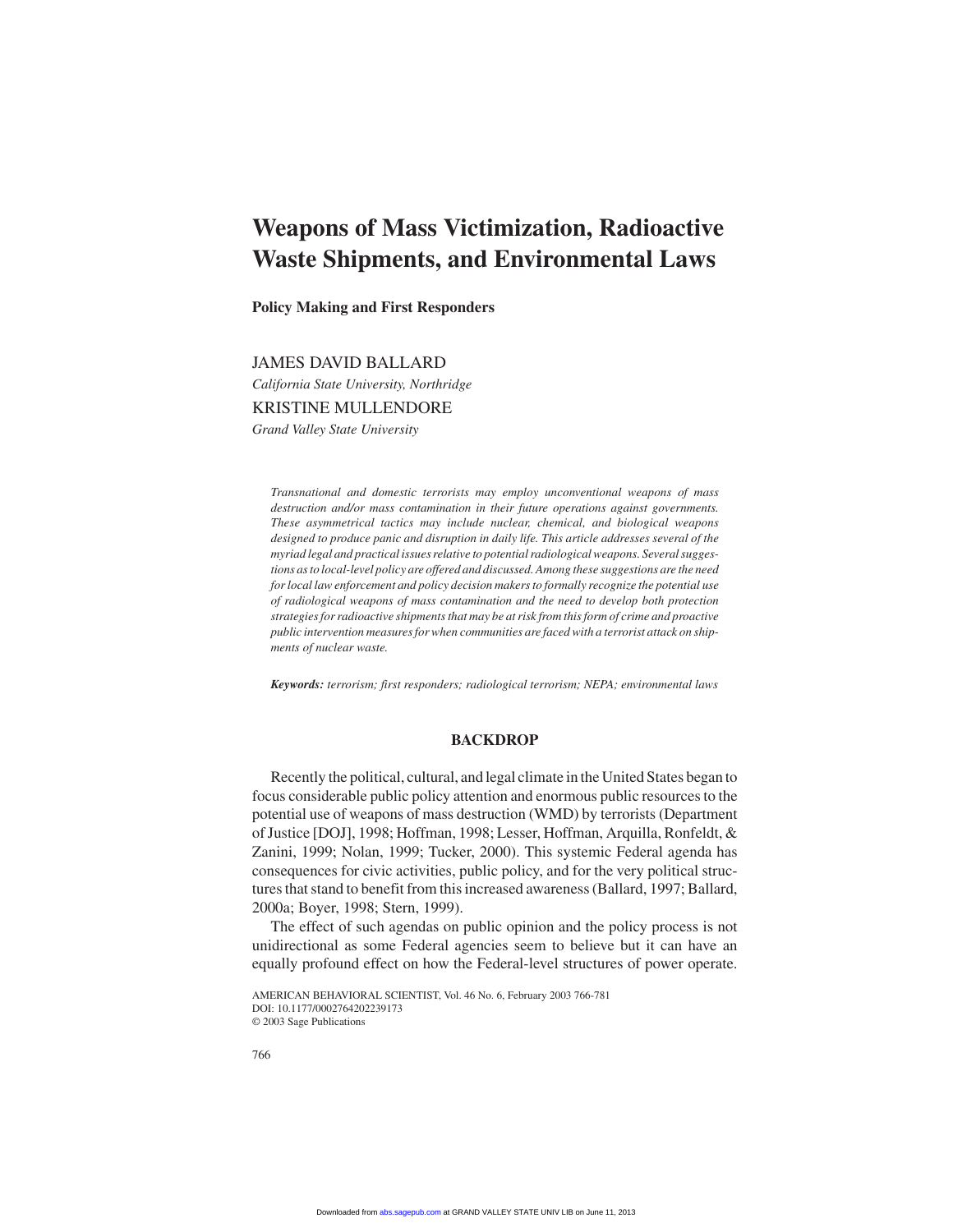# Weapons of Mass Victimization, Radioactive Waste Shipments, and Environmental Laws

## Policy Making and First Responders

JAMES DAVID BALLARD

*California State University, Northridge*

KRISTINE MULLENDORE

*Grand Valley State University*

*Transnational and domestic terrorists may employ unconventional weapons of mass destruction and/or mass contamination in their future operations against governments. These asymmetrical tactics may include nuclear, chemical, and biological weapons designed to produce panic and disruption in daily life. This article addresses several of the myriad legal and practical issues relative to potential radiological weapons. Several suggestions as to local-level policy are offered and discussed. Among these suggestions are the need for local law enforcement and policy decision makers to formally recognize the potential use of radiological weapons of mass contamination and the need to develop both protection strategies for radioactive shipments that may be at risk from this form of crime and proactive public intervention measures for when communities are faced with a terrorist attack on shipments of nuclear waste.*

***Keywords:*** *terrorism; first responders; radiological terrorism; NEPA; environmental laws*

## BACKDROP

Recently the political, cultural, and legal climate in the United States began to focus considerable public policy attention and enormous public resources to the potential use of weapons of mass destruction (WMD) by terrorists (Department of Justice [DOJ], 1998; Hoffman, 1998; Lesser, Hoffman, Arquilla, Ronfeldt, & Zanini, 1999; Nolan, 1999; Tucker, 2000). This systemic Federal agenda has consequences for civic activities, public policy, and for the very political structures that stand to benefit from this increased awareness (Ballard, 1997; Ballard, 2000a; Boyer, 1998; Stern, 1999).

The effect of such agendas on public opinion and the policy process is not unidirectional as some Federal agencies seem to believe but it can have an equally profound effect on how the Federal-level structures of power operate.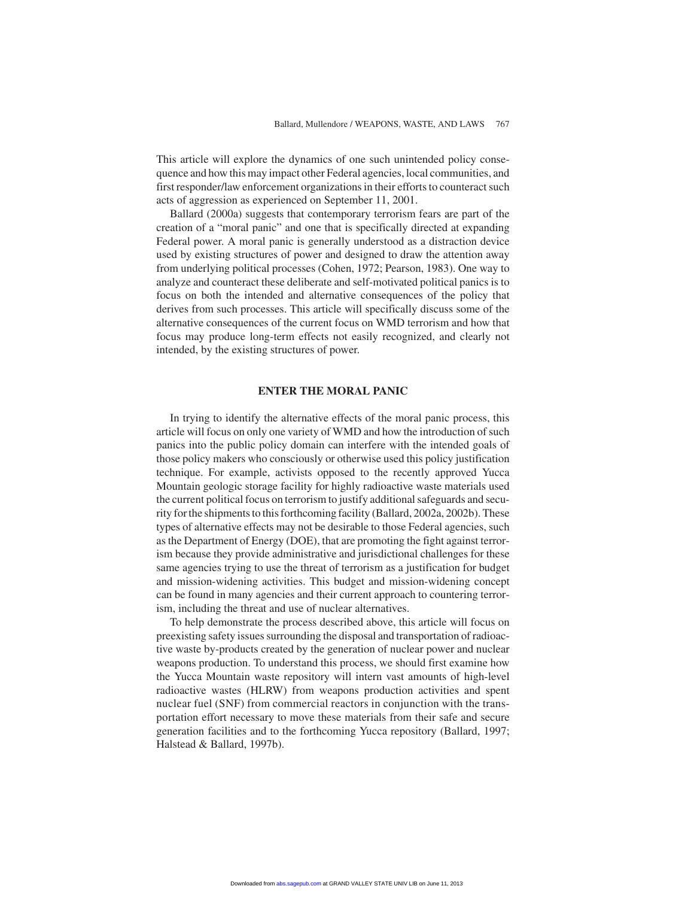This article will explore the dynamics of one such unintended policy consequence and how this may impact other Federal agencies, local communities, and first responder/law enforcement organizations in their efforts to counteract such acts of aggression as experienced on September 11, 2001.

Ballard (2000a) suggests that contemporary terrorism fears are part of the creation of a "moral panic" and one that is specifically directed at expanding Federal power. A moral panic is generally understood as a distraction device used by existing structures of power and designed to draw the attention away from underlying political processes (Cohen, 1972; Pearson, 1983). One way to analyze and counteract these deliberate and self-motivated political panics is to focus on both the intended and alternative consequences of the policy that derives from such processes. This article will specifically discuss some of the alternative consequences of the current focus on WMD terrorism and how that focus may produce long-term effects not easily recognized, and clearly not intended, by the existing structures of power.

## ENTER THE MORAL PANIC

In trying to identify the alternative effects of the moral panic process, this article will focus on only one variety of WMD and how the introduction of such panics into the public policy domain can interfere with the intended goals of those policy makers who consciously or otherwise used this policy justification technique. For example, activists opposed to the recently approved Yucca Mountain geologic storage facility for highly radioactive waste materials used the current political focus on terrorism to justify additional safeguards and security for the shipments to this forthcoming facility (Ballard, 2002a, 2002b). These types of alternative effects may not be desirable to those Federal agencies, such as the Department of Energy (DOE), that are promoting the fight against terrorism because they provide administrative and jurisdictional challenges for these same agencies trying to use the threat of terrorism as a justification for budget and mission-widening activities. This budget and mission-widening concept can be found in many agencies and their current approach to countering terrorism, including the threat and use of nuclear alternatives.

To help demonstrate the process described above, this article will focus on preexisting safety issues surrounding the disposal and transportation of radioactive waste by-products created by the generation of nuclear power and nuclear weapons production. To understand this process, we should first examine how the Yucca Mountain waste repository will intern vast amounts of high-level radioactive wastes (HLRW) from weapons production activities and spent nuclear fuel (SNF) from commercial reactors in conjunction with the transportation effort necessary to move these materials from their safe and secure generation facilities and to the forthcoming Yucca repository (Ballard, 1997; Halstead & Ballard, 1997b).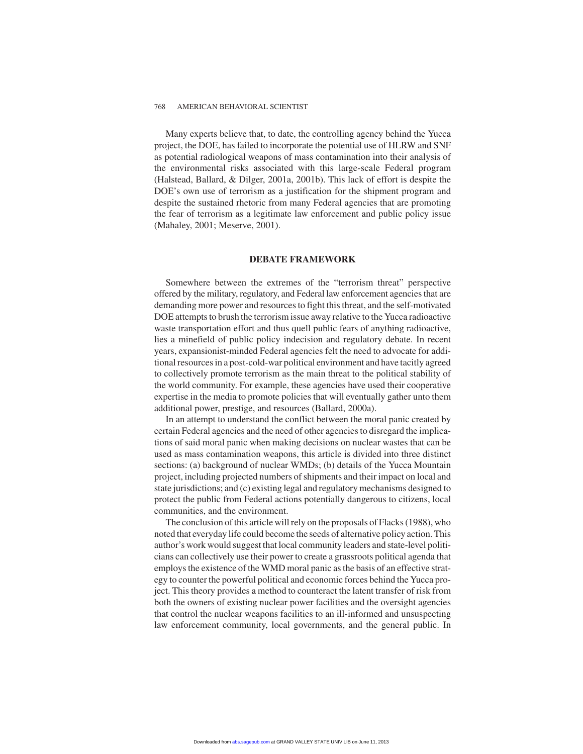Many experts believe that, to date, the controlling agency behind the Yucca project, the DOE, has failed to incorporate the potential use of HLRW and SNF as potential radiological weapons of mass contamination into their analysis of the environmental risks associated with this large-scale Federal program (Halstead, Ballard, & Dilger, 2001a, 2001b). This lack of effort is despite the DOE's own use of terrorism as a justification for the shipment program and despite the sustained rhetoric from many Federal agencies that are promoting the fear of terrorism as a legitimate law enforcement and public policy issue (Mahaley, 2001; Meserve, 2001).

## DEBATE FRAMEWORK

Somewhere between the extremes of the "terrorism threat" perspective offered by the military, regulatory, and Federal law enforcement agencies that are demanding more power and resources to fight this threat, and the self-motivated DOE attempts to brush the terrorism issue away relative to the Yucca radioactive waste transportation effort and thus quell public fears of anything radioactive, lies a minefield of public policy indecision and regulatory debate. In recent years, expansionist-minded Federal agencies felt the need to advocate for additional resources in a post-cold-war political environment and have tacitly agreed to collectively promote terrorism as the main threat to the political stability of the world community. For example, these agencies have used their cooperative expertise in the media to promote policies that will eventually gather unto them additional power, prestige, and resources (Ballard, 2000a).

In an attempt to understand the conflict between the moral panic created by certain Federal agencies and the need of other agencies to disregard the implications of said moral panic when making decisions on nuclear wastes that can be used as mass contamination weapons, this article is divided into three distinct sections: (a) background of nuclear WMDs; (b) details of the Yucca Mountain project, including projected numbers of shipments and their impact on local and state jurisdictions; and (c) existing legal and regulatory mechanisms designed to protect the public from Federal actions potentially dangerous to citizens, local communities, and the environment.

The conclusion of this article will rely on the proposals of Flacks (1988), who noted that everyday life could become the seeds of alternative policy action. This author's work would suggest that local community leaders and state-level politicians can collectively use their power to create a grassroots political agenda that employs the existence of the WMD moral panic as the basis of an effective strategy to counter the powerful political and economic forces behind the Yucca project. This theory provides a method to counteract the latent transfer of risk from both the owners of existing nuclear power facilities and the oversight agencies that control the nuclear weapons facilities to an ill-informed and unsuspecting law enforcement community, local governments, and the general public. In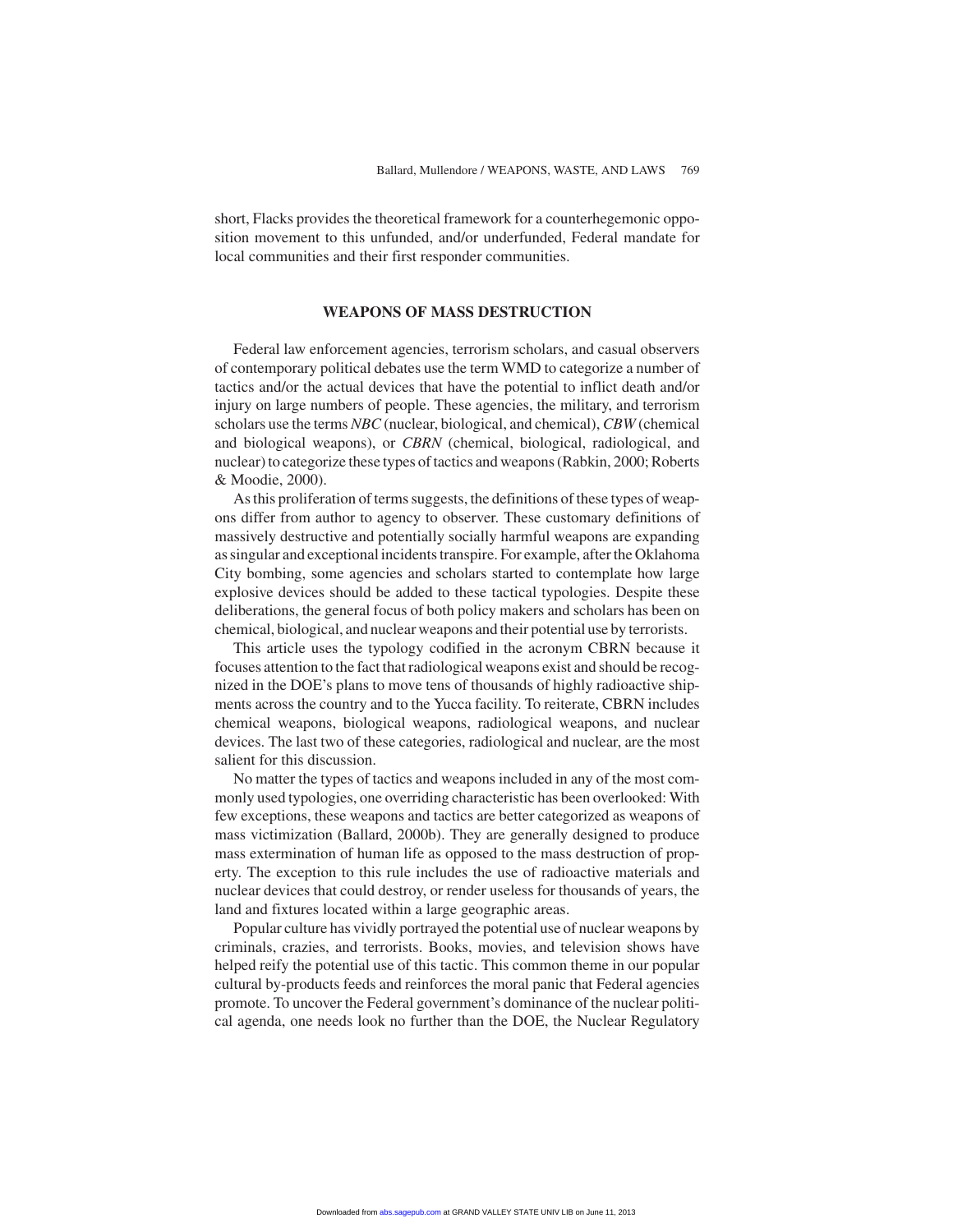short, Flacks provides the theoretical framework for a counterhegemonic opposition movement to this unfunded, and/or underfunded, Federal mandate for local communities and their first responder communities.

## WEAPONS OF MASS DESTRUCTION

Federal law enforcement agencies, terrorism scholars, and casual observers of contemporary political debates use the term WMD to categorize a number of tactics and/or the actual devices that have the potential to inflict death and/or injury on large numbers of people. These agencies, the military, and terrorism scholars use the terms *NBC* (nuclear, biological, and chemical), *CBW* (chemical and biological weapons), or *CBRN* (chemical, biological, radiological, and nuclear) to categorize these types of tactics and weapons (Rabkin, 2000; Roberts & Moodie, 2000).

As this proliferation of terms suggests, the definitions of these types of weapons differ from author to agency to observer. These customary definitions of massively destructive and potentially socially harmful weapons are expanding as singular and exceptional incidents transpire. For example, after the Oklahoma City bombing, some agencies and scholars started to contemplate how large explosive devices should be added to these tactical typologies. Despite these deliberations, the general focus of both policy makers and scholars has been on chemical, biological, and nuclear weapons and their potential use by terrorists.

This article uses the typology codified in the acronym CBRN because it focuses attention to the fact that radiological weapons exist and should be recognized in the DOE's plans to move tens of thousands of highly radioactive shipments across the country and to the Yucca facility. To reiterate, CBRN includes chemical weapons, biological weapons, radiological weapons, and nuclear devices. The last two of these categories, radiological and nuclear, are the most salient for this discussion.

No matter the types of tactics and weapons included in any of the most commonly used typologies, one overriding characteristic has been overlooked: With few exceptions, these weapons and tactics are better categorized as weapons of mass victimization (Ballard, 2000b). They are generally designed to produce mass extermination of human life as opposed to the mass destruction of property. The exception to this rule includes the use of radioactive materials and nuclear devices that could destroy, or render useless for thousands of years, the land and fixtures located within a large geographic areas.

Popular culture has vividly portrayed the potential use of nuclear weapons by criminals, crazies, and terrorists. Books, movies, and television shows have helped reify the potential use of this tactic. This common theme in our popular cultural by-products feeds and reinforces the moral panic that Federal agencies promote. To uncover the Federal government's dominance of the nuclear political agenda, one needs look no further than the DOE, the Nuclear Regulatory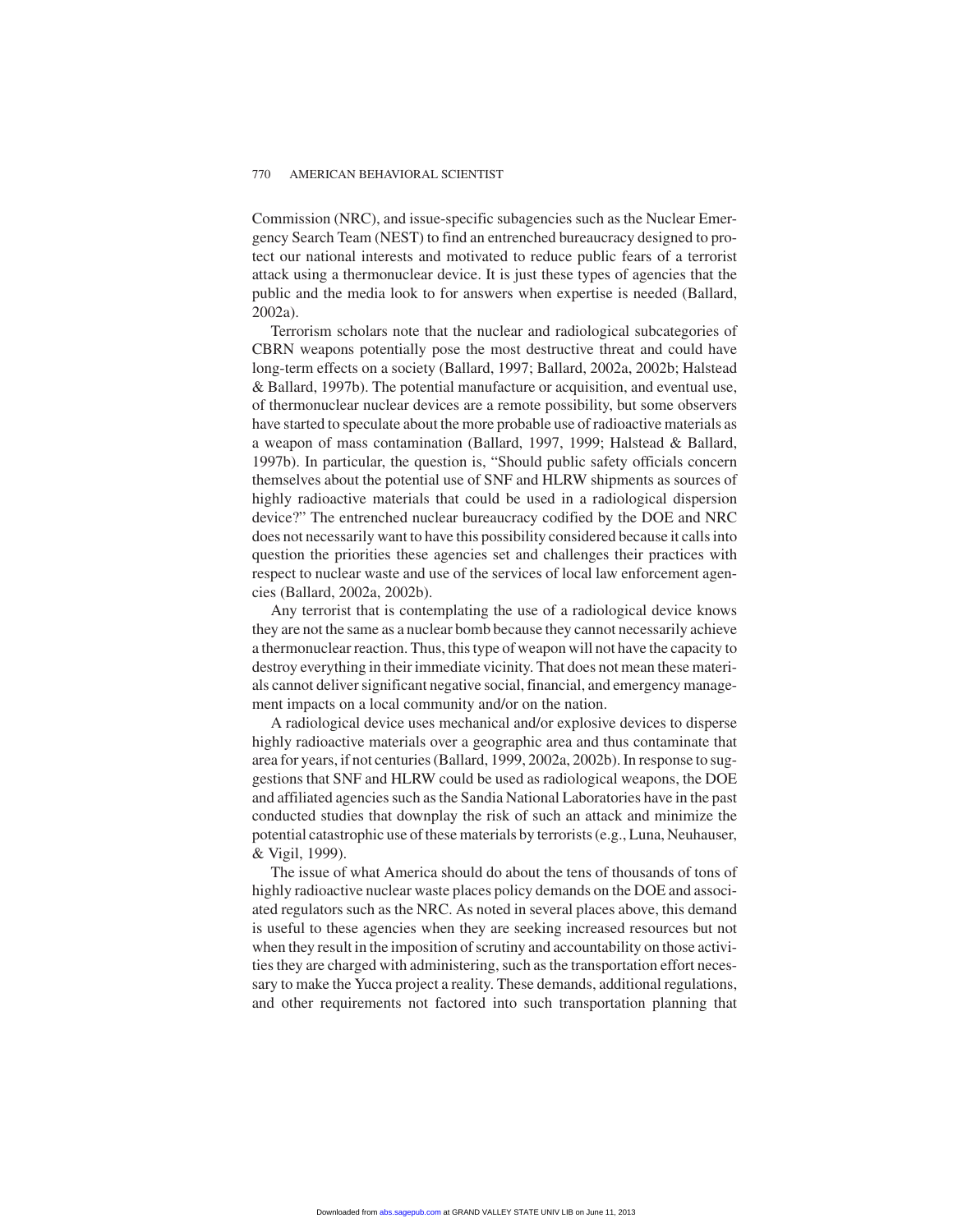Commission (NRC), and issue-specific subagencies such as the Nuclear Emergency Search Team (NEST) to find an entrenched bureaucracy designed to protect our national interests and motivated to reduce public fears of a terrorist attack using a thermonuclear device. It is just these types of agencies that the public and the media look to for answers when expertise is needed (Ballard, 2002a).

Terrorism scholars note that the nuclear and radiological subcategories of CBRN weapons potentially pose the most destructive threat and could have long-term effects on a society (Ballard, 1997; Ballard, 2002a, 2002b; Halstead & Ballard, 1997b). The potential manufacture or acquisition, and eventual use, of thermonuclear nuclear devices are a remote possibility, but some observers have started to speculate about the more probable use of radioactive materials as a weapon of mass contamination (Ballard, 1997, 1999; Halstead & Ballard, 1997b). In particular, the question is, "Should public safety officials concern themselves about the potential use of SNF and HLRW shipments as sources of highly radioactive materials that could be used in a radiological dispersion device?" The entrenched nuclear bureaucracy codified by the DOE and NRC does not necessarily want to have this possibility considered because it calls into question the priorities these agencies set and challenges their practices with respect to nuclear waste and use of the services of local law enforcement agencies (Ballard, 2002a, 2002b).

Any terrorist that is contemplating the use of a radiological device knows they are not the same as a nuclear bomb because they cannot necessarily achieve a thermonuclear reaction. Thus, this type of weapon will not have the capacity to destroy everything in their immediate vicinity. That does not mean these materials cannot deliver significant negative social, financial, and emergency management impacts on a local community and/or on the nation.

A radiological device uses mechanical and/or explosive devices to disperse highly radioactive materials over a geographic area and thus contaminate that area for years, if not centuries (Ballard, 1999, 2002a, 2002b). In response to suggestions that SNF and HLRW could be used as radiological weapons, the DOE and affiliated agencies such as the Sandia National Laboratories have in the past conducted studies that downplay the risk of such an attack and minimize the potential catastrophic use of these materials by terrorists (e.g., Luna, Neuhauser, & Vigil, 1999).

The issue of what America should do about the tens of thousands of tons of highly radioactive nuclear waste places policy demands on the DOE and associated regulators such as the NRC. As noted in several places above, this demand is useful to these agencies when they are seeking increased resources but not when they result in the imposition of scrutiny and accountability on those activities they are charged with administering, such as the transportation effort necessary to make the Yucca project a reality. These demands, additional regulations, and other requirements not factored into such transportation planning that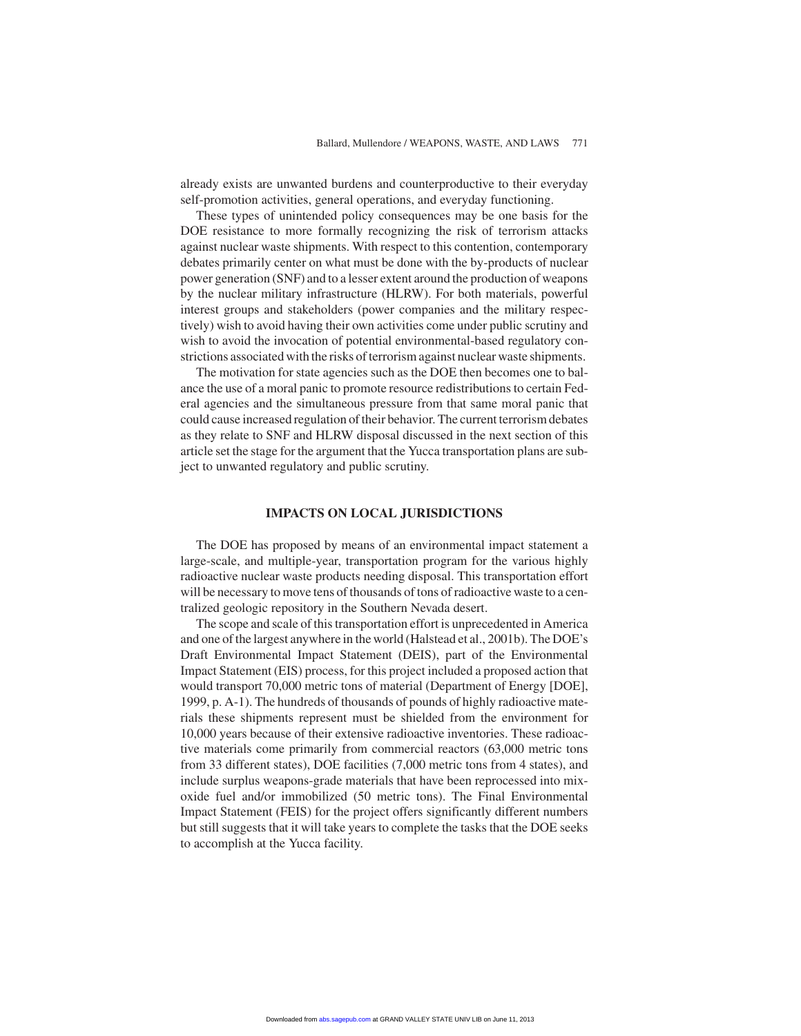already exists are unwanted burdens and counterproductive to their everyday self-promotion activities, general operations, and everyday functioning.

These types of unintended policy consequences may be one basis for the DOE resistance to more formally recognizing the risk of terrorism attacks against nuclear waste shipments. With respect to this contention, contemporary debates primarily center on what must be done with the by-products of nuclear power generation (SNF) and to a lesser extent around the production of weapons by the nuclear military infrastructure (HLRW). For both materials, powerful interest groups and stakeholders (power companies and the military respectively) wish to avoid having their own activities come under public scrutiny and wish to avoid the invocation of potential environmental-based regulatory constrictions associated with the risks of terrorism against nuclear waste shipments.

The motivation for state agencies such as the DOE then becomes one to balance the use of a moral panic to promote resource redistributions to certain Federal agencies and the simultaneous pressure from that same moral panic that could cause increased regulation of their behavior. The current terrorism debates as they relate to SNF and HLRW disposal discussed in the next section of this article set the stage for the argument that the Yucca transportation plans are subject to unwanted regulatory and public scrutiny.

## IMPACTS ON LOCAL JURISDICTIONS

The DOE has proposed by means of an environmental impact statement a large-scale, and multiple-year, transportation program for the various highly radioactive nuclear waste products needing disposal. This transportation effort will be necessary to move tens of thousands of tons of radioactive waste to a centralized geologic repository in the Southern Nevada desert.

The scope and scale of this transportation effort is unprecedented in America and one of the largest anywhere in the world (Halstead et al., 2001b). The DOE's Draft Environmental Impact Statement (DEIS), part of the Environmental Impact Statement (EIS) process, for this project included a proposed action that would transport 70,000 metric tons of material (Department of Energy [DOE], 1999, p. A-1). The hundreds of thousands of pounds of highly radioactive materials these shipments represent must be shielded from the environment for 10,000 years because of their extensive radioactive inventories. These radioactive materials come primarily from commercial reactors (63,000 metric tons from 33 different states), DOE facilities (7,000 metric tons from 4 states), and include surplus weapons-grade materials that have been reprocessed into mixoxide fuel and/or immobilized (50 metric tons). The Final Environmental Impact Statement (FEIS) for the project offers significantly different numbers but still suggests that it will take years to complete the tasks that the DOE seeks to accomplish at the Yucca facility.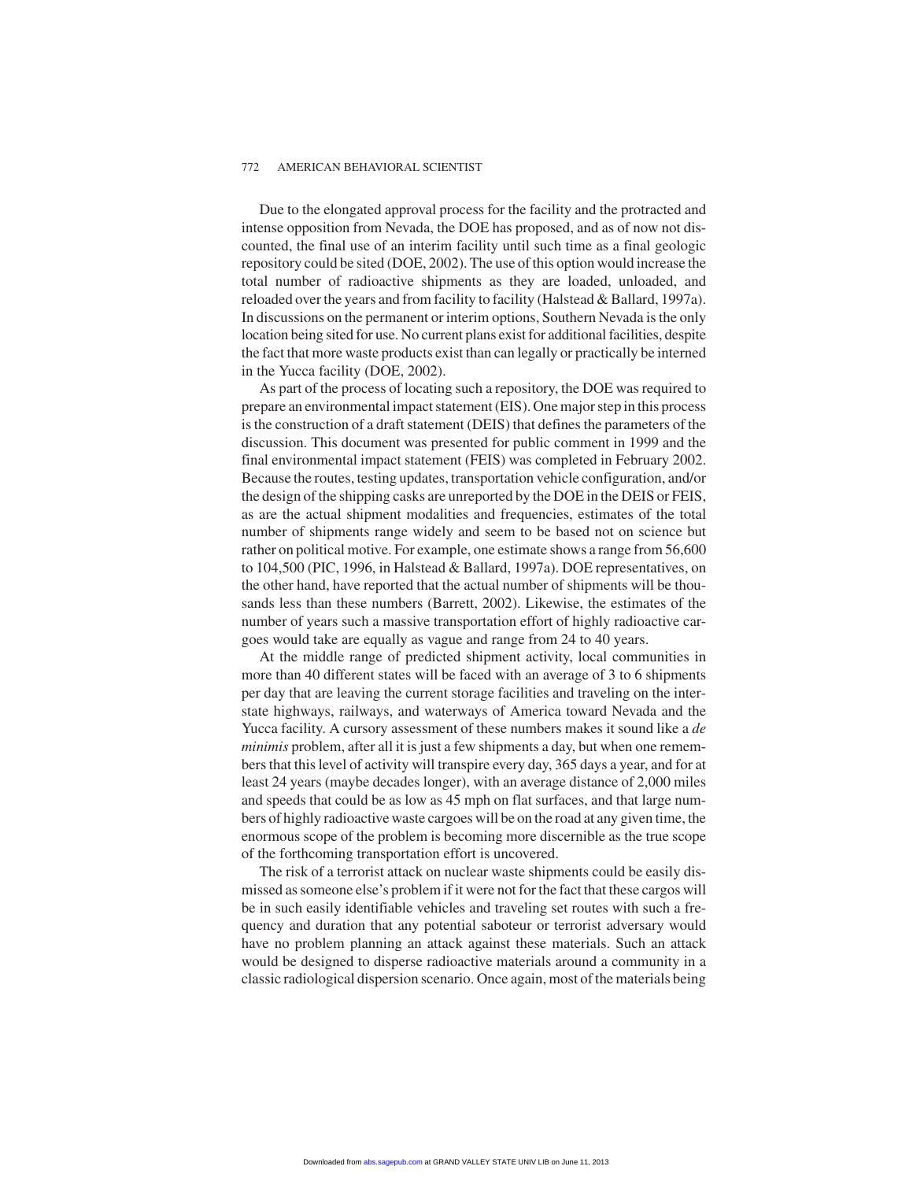Due to the elongated approval process for the facility and the protracted and intense opposition from Nevada, the DOE has proposed, and as of now not discounted, the final use of an interim facility until such time as a final geologic repository could be sited (DOE, 2002). The use of this option would increase the total number of radioactive shipments as they are loaded, unloaded, and reloaded over the years and from facility to facility (Halstead & Ballard, 1997a). In discussions on the permanent or interim options, Southern Nevada is the only location being sited for use. No current plans exist for additional facilities, despite the fact that more waste products exist than can legally or practically be interned in the Yucca facility (DOE, 2002).

As part of the process of locating such a repository, the DOE was required to prepare an environmental impact statement (EIS). One major step in this process is the construction of a draft statement (DEIS) that defines the parameters of the discussion. This document was presented for public comment in 1999 and the final environmental impact statement (FEIS) was completed in February 2002. Because the routes, testing updates, transportation vehicle configuration, and/or the design of the shipping casks are unreported by the DOE in the DEIS or FEIS, as are the actual shipment modalities and frequencies, estimates of the total number of shipments range widely and seem to be based not on science but rather on political motive. For example, one estimate shows a range from 56,600 to 104,500 (PIC, 1996, in Halstead & Ballard, 1997a). DOE representatives, on the other hand, have reported that the actual number of shipments will be thousands less than these numbers (Barrett, 2002). Likewise, the estimates of the number of years such a massive transportation effort of highly radioactive cargoes would take are equally as vague and range from 24 to 40 years.

At the middle range of predicted shipment activity, local communities in more than 40 different states will be faced with an average of 3 to 6 shipments per day that are leaving the current storage facilities and traveling on the interstate highways, railways, and waterways of America toward Nevada and the Yucca facility. A cursory assessment of these numbers makes it sound like a *de minimis* problem, after all it is just a few shipments a day, but when one remembers that this level of activity will transpire every day, 365 days a year, and for at least 24 years (maybe decades longer), with an average distance of 2,000 miles and speeds that could be as low as 45 mph on flat surfaces, and that large numbers of highly radioactive waste cargoes will be on the road at any given time, the enormous scope of the problem is becoming more discernible as the true scope of the forthcoming transportation effort is uncovered.

The risk of a terrorist attack on nuclear waste shipments could be easily dismissed as someone else's problem if it were not for the fact that these cargos will be in such easily identifiable vehicles and traveling set routes with such a frequency and duration that any potential saboteur or terrorist adversary would have no problem planning an attack against these materials. Such an attack would be designed to disperse radioactive materials around a community in a classic radiological dispersion scenario. Once again, most of the materials being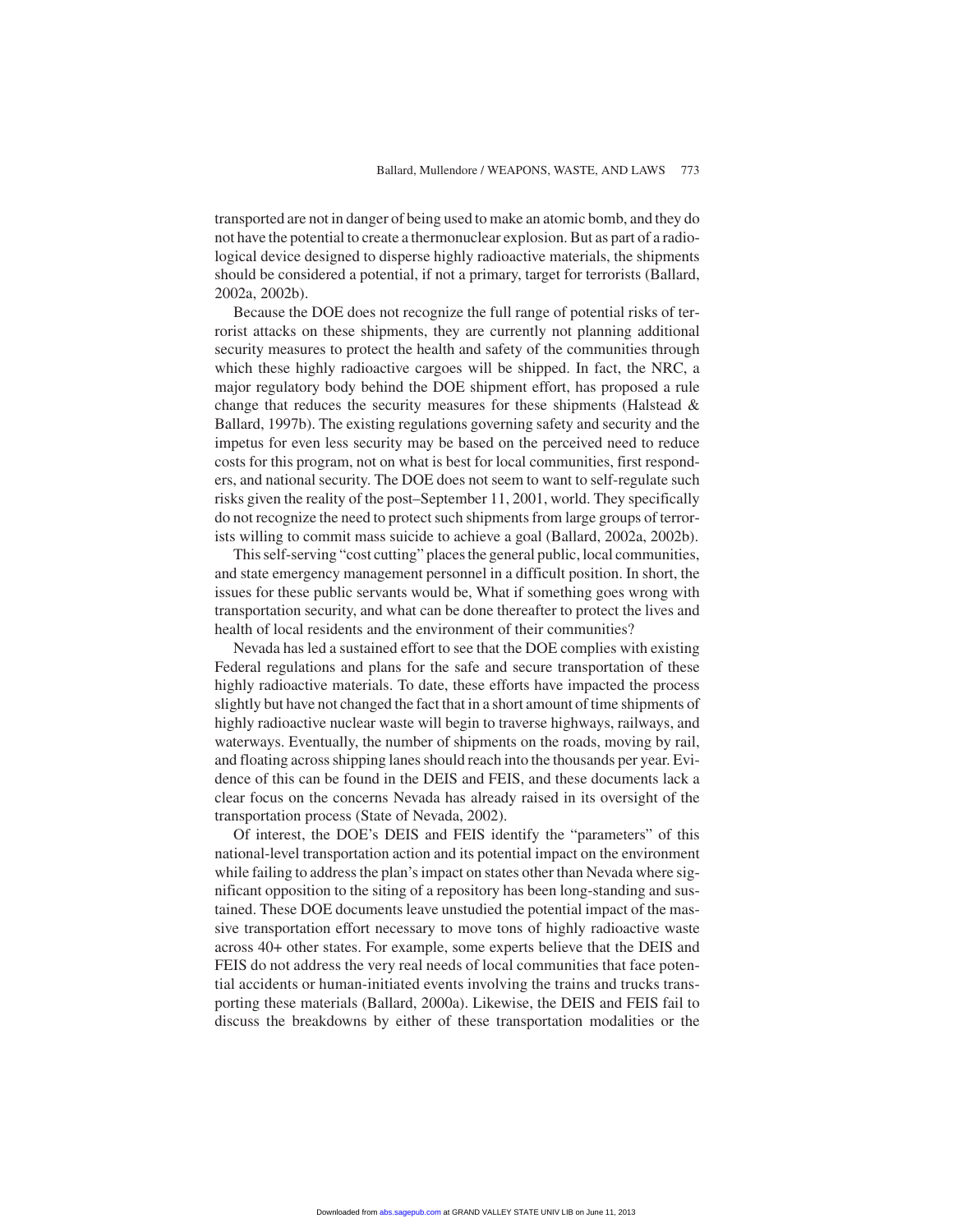transported are not in danger of being used to make an atomic bomb, and they do not have the potential to create a thermonuclear explosion. But as part of a radiological device designed to disperse highly radioactive materials, the shipments should be considered a potential, if not a primary, target for terrorists (Ballard, 2002a, 2002b).

Because the DOE does not recognize the full range of potential risks of terrorist attacks on these shipments, they are currently not planning additional security measures to protect the health and safety of the communities through which these highly radioactive cargoes will be shipped. In fact, the NRC, a major regulatory body behind the DOE shipment effort, has proposed a rule change that reduces the security measures for these shipments (Halstead & Ballard, 1997b). The existing regulations governing safety and security and the impetus for even less security may be based on the perceived need to reduce costs for this program, not on what is best for local communities, first responders, and national security. The DOE does not seem to want to self-regulate such risks given the reality of the post–September 11, 2001, world. They specifically do not recognize the need to protect such shipments from large groups of terrorists willing to commit mass suicide to achieve a goal (Ballard, 2002a, 2002b).

This self-serving "cost cutting" places the general public, local communities, and state emergency management personnel in a difficult position. In short, the issues for these public servants would be, What if something goes wrong with transportation security, and what can be done thereafter to protect the lives and health of local residents and the environment of their communities?

Nevada has led a sustained effort to see that the DOE complies with existing Federal regulations and plans for the safe and secure transportation of these highly radioactive materials. To date, these efforts have impacted the process slightly but have not changed the fact that in a short amount of time shipments of highly radioactive nuclear waste will begin to traverse highways, railways, and waterways. Eventually, the number of shipments on the roads, moving by rail, and floating across shipping lanes should reach into the thousands per year. Evidence of this can be found in the DEIS and FEIS, and these documents lack a clear focus on the concerns Nevada has already raised in its oversight of the transportation process (State of Nevada, 2002).

Of interest, the DOE's DEIS and FEIS identify the "parameters" of this national-level transportation action and its potential impact on the environment while failing to address the plan's impact on states other than Nevada where significant opposition to the siting of a repository has been long-standing and sustained. These DOE documents leave unstudied the potential impact of the massive transportation effort necessary to move tons of highly radioactive waste across 40+ other states. For example, some experts believe that the DEIS and FEIS do not address the very real needs of local communities that face potential accidents or human-initiated events involving the trains and trucks transporting these materials (Ballard, 2000a). Likewise, the DEIS and FEIS fail to discuss the breakdowns by either of these transportation modalities or the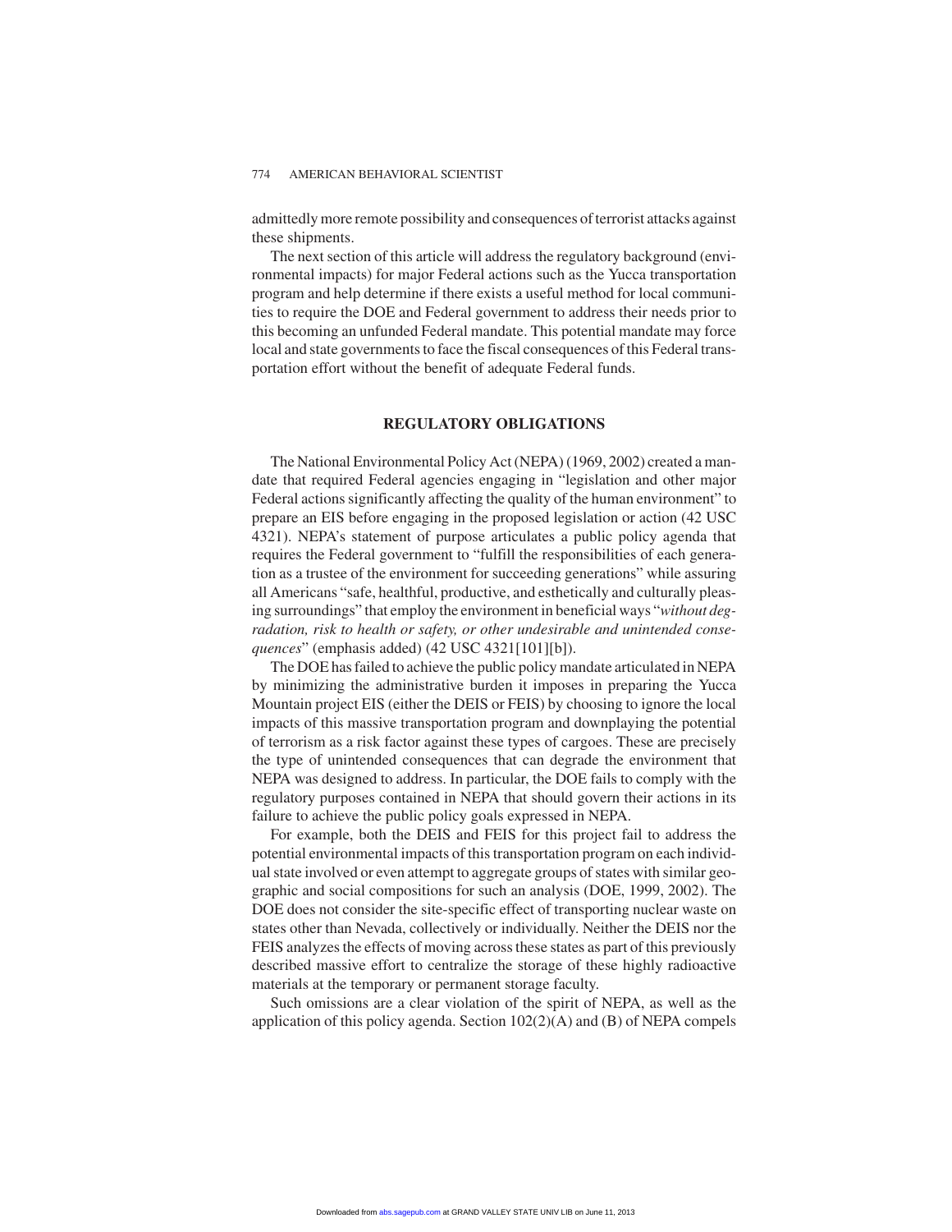admittedly more remote possibility and consequences of terrorist attacks against these shipments.

The next section of this article will address the regulatory background (environmental impacts) for major Federal actions such as the Yucca transportation program and help determine if there exists a useful method for local communities to require the DOE and Federal government to address their needs prior to this becoming an unfunded Federal mandate. This potential mandate may force local and state governments to face the fiscal consequences of this Federal transportation effort without the benefit of adequate Federal funds.

## REGULATORY OBLIGATIONS

The National Environmental Policy Act (NEPA) (1969, 2002) created a mandate that required Federal agencies engaging in "legislation and other major Federal actions significantly affecting the quality of the human environment" to prepare an EIS before engaging in the proposed legislation or action (42 USC 4321). NEPA's statement of purpose articulates a public policy agenda that requires the Federal government to "fulfill the responsibilities of each generation as a trustee of the environment for succeeding generations" while assuring all Americans "safe, healthful, productive, and esthetically and culturally pleasing surroundings" that employ the environment in beneficial ways "*without degradation, risk to health or safety, or other undesirable and unintended consequences*" (emphasis added) (42 USC 4321[101][b]).

The DOE has failed to achieve the public policy mandate articulated in NEPA by minimizing the administrative burden it imposes in preparing the Yucca Mountain project EIS (either the DEIS or FEIS) by choosing to ignore the local impacts of this massive transportation program and downplaying the potential of terrorism as a risk factor against these types of cargoes. These are precisely the type of unintended consequences that can degrade the environment that NEPA was designed to address. In particular, the DOE fails to comply with the regulatory purposes contained in NEPA that should govern their actions in its failure to achieve the public policy goals expressed in NEPA.

For example, both the DEIS and FEIS for this project fail to address the potential environmental impacts of this transportation program on each individual state involved or even attempt to aggregate groups of states with similar geographic and social compositions for such an analysis (DOE, 1999, 2002). The DOE does not consider the site-specific effect of transporting nuclear waste on states other than Nevada, collectively or individually. Neither the DEIS nor the FEIS analyzes the effects of moving across these states as part of this previously described massive effort to centralize the storage of these highly radioactive materials at the temporary or permanent storage faculty.

Such omissions are a clear violation of the spirit of NEPA, as well as the application of this policy agenda. Section 102(2)(A) and (B) of NEPA compels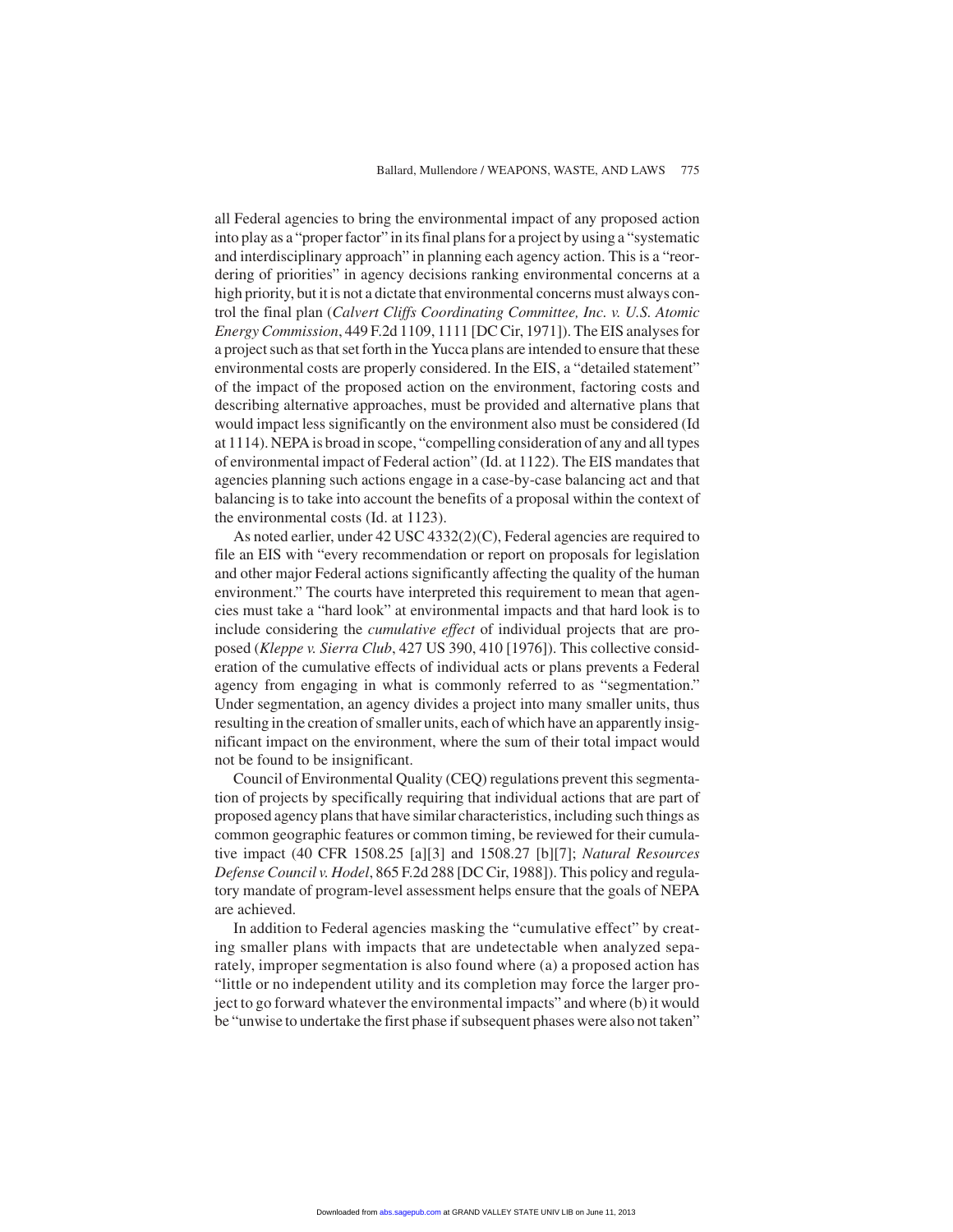all Federal agencies to bring the environmental impact of any proposed action into play as a "proper factor" in its final plans for a project by using a "systematic and interdisciplinary approach" in planning each agency action. This is a "reordering of priorities" in agency decisions ranking environmental concerns at a high priority, but it is not a dictate that environmental concerns must always control the final plan (*Calvert Cliffs Coordinating Committee, Inc. v. U.S. Atomic Energy Commission*, 449 F.2d 1109, 1111 [DC Cir, 1971]). The EIS analyses for a project such as that set forth in the Yucca plans are intended to ensure that these environmental costs are properly considered. In the EIS, a "detailed statement" of the impact of the proposed action on the environment, factoring costs and describing alternative approaches, must be provided and alternative plans that would impact less significantly on the environment also must be considered (Id at 1114). NEPA is broad in scope, "compelling consideration of any and all types of environmental impact of Federal action" (Id. at 1122). The EIS mandates that agencies planning such actions engage in a case-by-case balancing act and that balancing is to take into account the benefits of a proposal within the context of the environmental costs (Id. at 1123).

As noted earlier, under 42 USC 4332(2)(C), Federal agencies are required to file an EIS with "every recommendation or report on proposals for legislation and other major Federal actions significantly affecting the quality of the human environment." The courts have interpreted this requirement to mean that agencies must take a "hard look" at environmental impacts and that hard look is to include considering the *cumulative effect* of individual projects that are proposed (*Kleppe v. Sierra Club*, 427 US 390, 410 [1976]). This collective consideration of the cumulative effects of individual acts or plans prevents a Federal agency from engaging in what is commonly referred to as "segmentation." Under segmentation, an agency divides a project into many smaller units, thus resulting in the creation of smaller units, each of which have an apparently insignificant impact on the environment, where the sum of their total impact would not be found to be insignificant.

Council of Environmental Quality (CEQ) regulations prevent this segmentation of projects by specifically requiring that individual actions that are part of proposed agency plans that have similar characteristics, including such things as common geographic features or common timing, be reviewed for their cumulative impact (40 CFR 1508.25 [a][3] and 1508.27 [b][7]; *Natural Resources Defense Council v. Hodel*, 865 F.2d 288 [DC Cir, 1988]). This policy and regulatory mandate of program-level assessment helps ensure that the goals of NEPA are achieved.

In addition to Federal agencies masking the "cumulative effect" by creating smaller plans with impacts that are undetectable when analyzed separately, improper segmentation is also found where (a) a proposed action has "little or no independent utility and its completion may force the larger project to go forward whatever the environmental impacts" and where (b) it would be "unwise to undertake the first phase if subsequent phases were also not taken"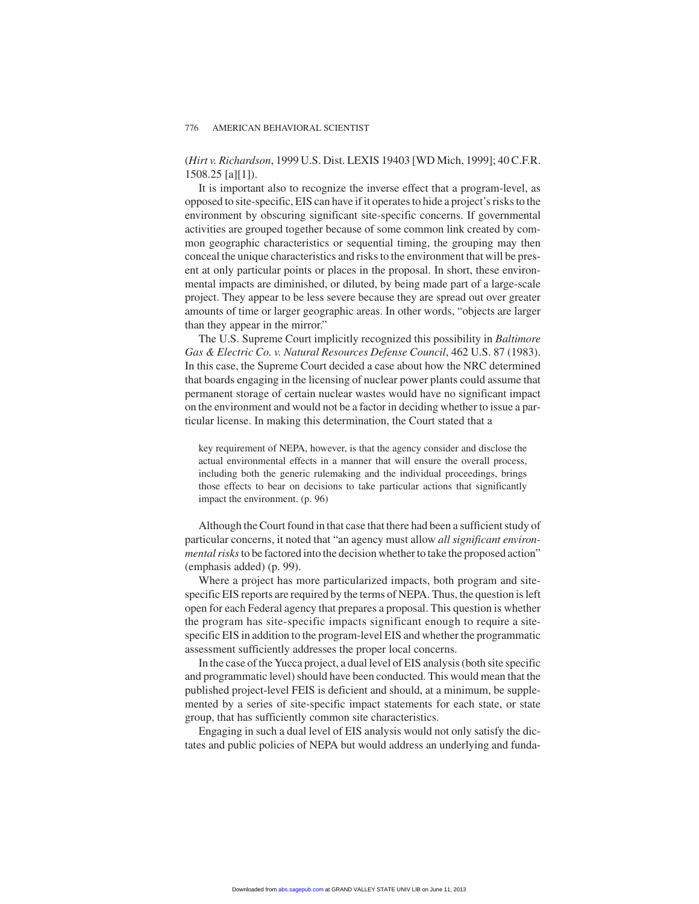(*Hirt v. Richardson*, 1999 U.S. Dist. LEXIS 19403 [WD Mich, 1999]; 40 C.F.R. 1508.25 [a][1]).

It is important also to recognize the inverse effect that a program-level, as opposed to site-specific, EIS can have if it operates to hide a project's risks to the environment by obscuring significant site-specific concerns. If governmental activities are grouped together because of some common link created by common geographic characteristics or sequential timing, the grouping may then conceal the unique characteristics and risks to the environment that will be present at only particular points or places in the proposal. In short, these environmental impacts are diminished, or diluted, by being made part of a large-scale project. They appear to be less severe because they are spread out over greater amounts of time or larger geographic areas. In other words, "objects are larger than they appear in the mirror."

The U.S. Supreme Court implicitly recognized this possibility in *Baltimore Gas & Electric Co. v. Natural Resources Defense Council*, 462 U.S. 87 (1983). In this case, the Supreme Court decided a case about how the NRC determined that boards engaging in the licensing of nuclear power plants could assume that permanent storage of certain nuclear wastes would have no significant impact on the environment and would not be a factor in deciding whether to issue a particular license. In making this determination, the Court stated that a

> key requirement of NEPA, however, is that the agency consider and disclose the actual environmental effects in a manner that will ensure the overall process, including both the generic rulemaking and the individual proceedings, brings those effects to bear on decisions to take particular actions that significantly impact the environment. (p. 96)

Although the Court found in that case that there had been a sufficient study of particular concerns, it noted that "an agency must allow *all significant environmental risks* to be factored into the decision whether to take the proposed action" (emphasis added) (p. 99).

Where a project has more particularized impacts, both program and site-specific EIS reports are required by the terms of NEPA. Thus, the question is left open for each Federal agency that prepares a proposal. This question is whether the program has site-specific impacts significant enough to require a site-specific EIS in addition to the program-level EIS and whether the programmatic assessment sufficiently addresses the proper local concerns.

In the case of the Yucca project, a dual level of EIS analysis (both site specific and programmatic level) should have been conducted. This would mean that the published project-level FEIS is deficient and should, at a minimum, be supplemented by a series of site-specific impact statements for each state, or state group, that has sufficiently common site characteristics.

Engaging in such a dual level of EIS analysis would not only satisfy the dictates and public policies of NEPA but would address an underlying and funda-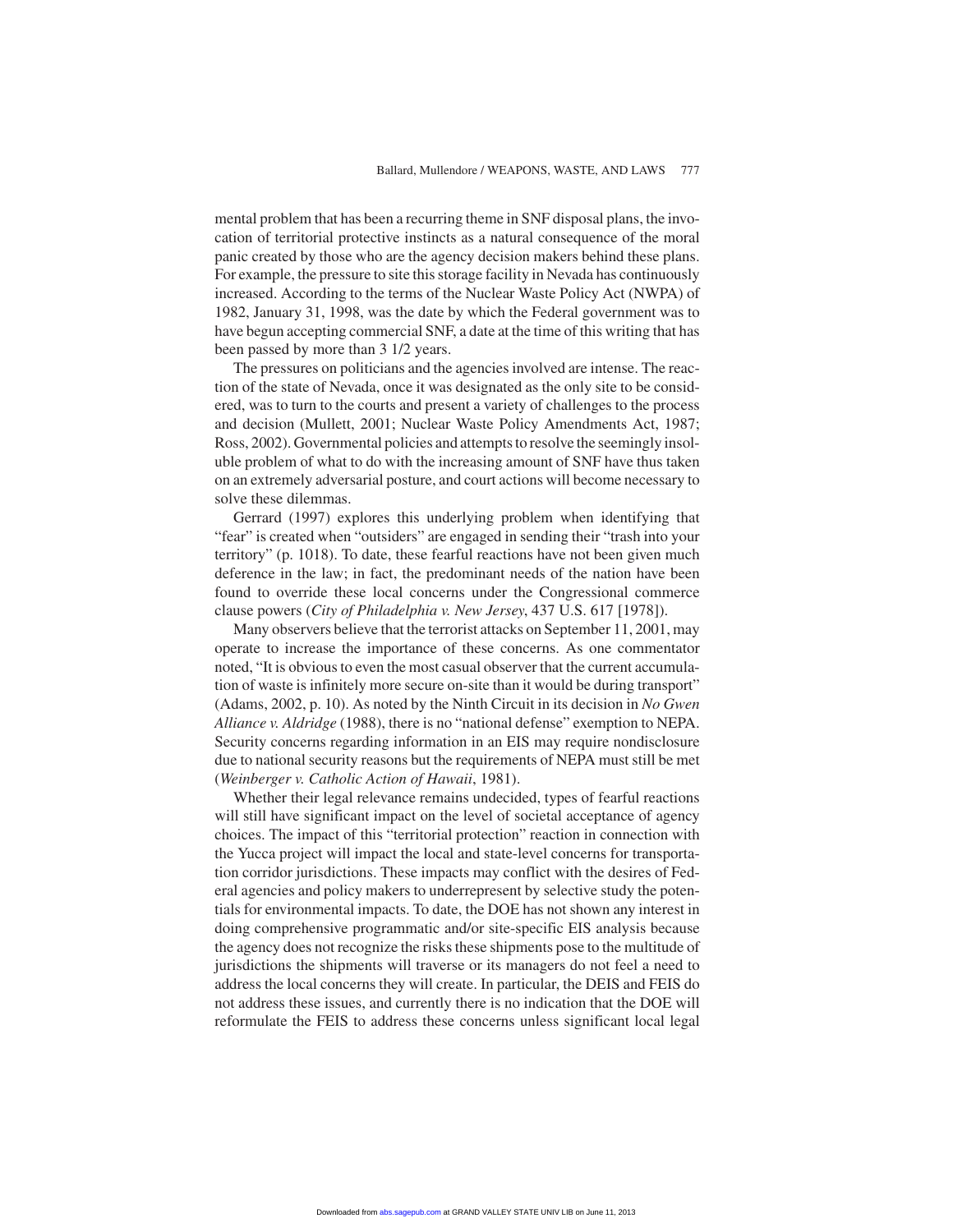mental problem that has been a recurring theme in SNF disposal plans, the invocation of territorial protective instincts as a natural consequence of the moral panic created by those who are the agency decision makers behind these plans. For example, the pressure to site this storage facility in Nevada has continuously increased. According to the terms of the Nuclear Waste Policy Act (NWPA) of 1982, January 31, 1998, was the date by which the Federal government was to have begun accepting commercial SNF, a date at the time of this writing that has been passed by more than 3 1/2 years.

The pressures on politicians and the agencies involved are intense. The reaction of the state of Nevada, once it was designated as the only site to be considered, was to turn to the courts and present a variety of challenges to the process and decision (Mullett, 2001; Nuclear Waste Policy Amendments Act, 1987; Ross, 2002). Governmental policies and attempts to resolve the seemingly insoluble problem of what to do with the increasing amount of SNF have thus taken on an extremely adversarial posture, and court actions will become necessary to solve these dilemmas.

Gerrard (1997) explores this underlying problem when identifying that "fear" is created when "outsiders" are engaged in sending their "trash into your territory" (p. 1018). To date, these fearful reactions have not been given much deference in the law; in fact, the predominant needs of the nation have been found to override these local concerns under the Congressional commerce clause powers (*City of Philadelphia v. New Jersey*, 437 U.S. 617 [1978]).

Many observers believe that the terrorist attacks on September 11, 2001, may operate to increase the importance of these concerns. As one commentator noted, "It is obvious to even the most casual observer that the current accumulation of waste is infinitely more secure on-site than it would be during transport" (Adams, 2002, p. 10). As noted by the Ninth Circuit in its decision in *No Gwen Alliance v. Aldridge* (1988), there is no "national defense" exemption to NEPA. Security concerns regarding information in an EIS may require nondisclosure due to national security reasons but the requirements of NEPA must still be met (*Weinberger v. Catholic Action of Hawaii*, 1981).

Whether their legal relevance remains undecided, types of fearful reactions will still have significant impact on the level of societal acceptance of agency choices. The impact of this "territorial protection" reaction in connection with the Yucca project will impact the local and state-level concerns for transportation corridor jurisdictions. These impacts may conflict with the desires of Federal agencies and policy makers to underrepresent by selective study the potentials for environmental impacts. To date, the DOE has not shown any interest in doing comprehensive programmatic and/or site-specific EIS analysis because the agency does not recognize the risks these shipments pose to the multitude of jurisdictions the shipments will traverse or its managers do not feel a need to address the local concerns they will create. In particular, the DEIS and FEIS do not address these issues, and currently there is no indication that the DOE will reformulate the FEIS to address these concerns unless significant local legal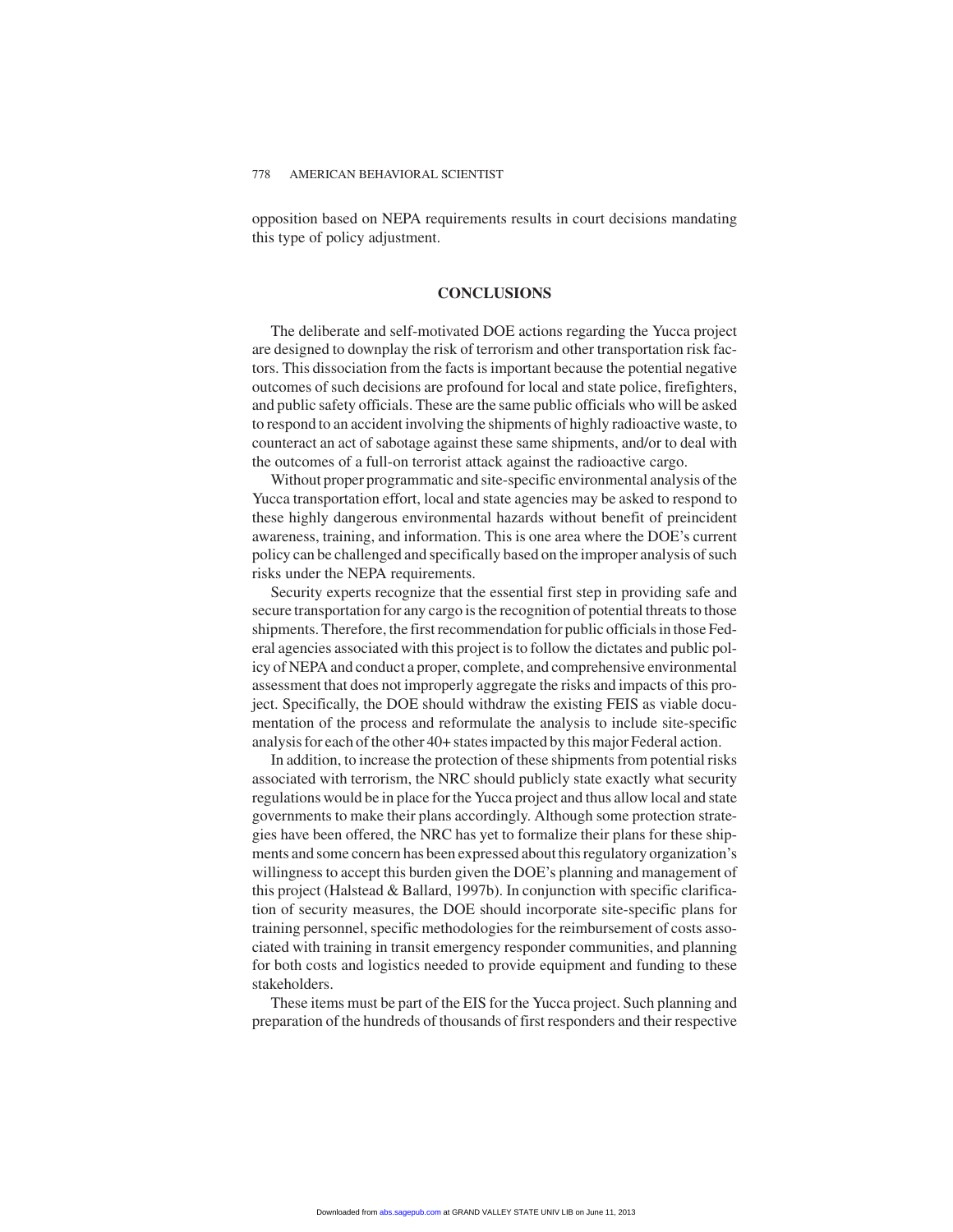opposition based on NEPA requirements results in court decisions mandating this type of policy adjustment.

## CONCLUSIONS

The deliberate and self-motivated DOE actions regarding the Yucca project are designed to downplay the risk of terrorism and other transportation risk factors. This dissociation from the facts is important because the potential negative outcomes of such decisions are profound for local and state police, firefighters, and public safety officials. These are the same public officials who will be asked to respond to an accident involving the shipments of highly radioactive waste, to counteract an act of sabotage against these same shipments, and/or to deal with the outcomes of a full-on terrorist attack against the radioactive cargo.

Without proper programmatic and site-specific environmental analysis of the Yucca transportation effort, local and state agencies may be asked to respond to these highly dangerous environmental hazards without benefit of preincident awareness, training, and information. This is one area where the DOE's current policy can be challenged and specifically based on the improper analysis of such risks under the NEPA requirements.

Security experts recognize that the essential first step in providing safe and secure transportation for any cargo is the recognition of potential threats to those shipments. Therefore, the first recommendation for public officials in those Federal agencies associated with this project is to follow the dictates and public policy of NEPA and conduct a proper, complete, and comprehensive environmental assessment that does not improperly aggregate the risks and impacts of this project. Specifically, the DOE should withdraw the existing FEIS as viable documentation of the process and reformulate the analysis to include site-specific analysis for each of the other 40+ states impacted by this major Federal action.

In addition, to increase the protection of these shipments from potential risks associated with terrorism, the NRC should publicly state exactly what security regulations would be in place for the Yucca project and thus allow local and state governments to make their plans accordingly. Although some protection strategies have been offered, the NRC has yet to formalize their plans for these shipments and some concern has been expressed about this regulatory organization's willingness to accept this burden given the DOE's planning and management of this project (Halstead & Ballard, 1997b). In conjunction with specific clarification of security measures, the DOE should incorporate site-specific plans for training personnel, specific methodologies for the reimbursement of costs associated with training in transit emergency responder communities, and planning for both costs and logistics needed to provide equipment and funding to these stakeholders.

These items must be part of the EIS for the Yucca project. Such planning and preparation of the hundreds of thousands of first responders and their respective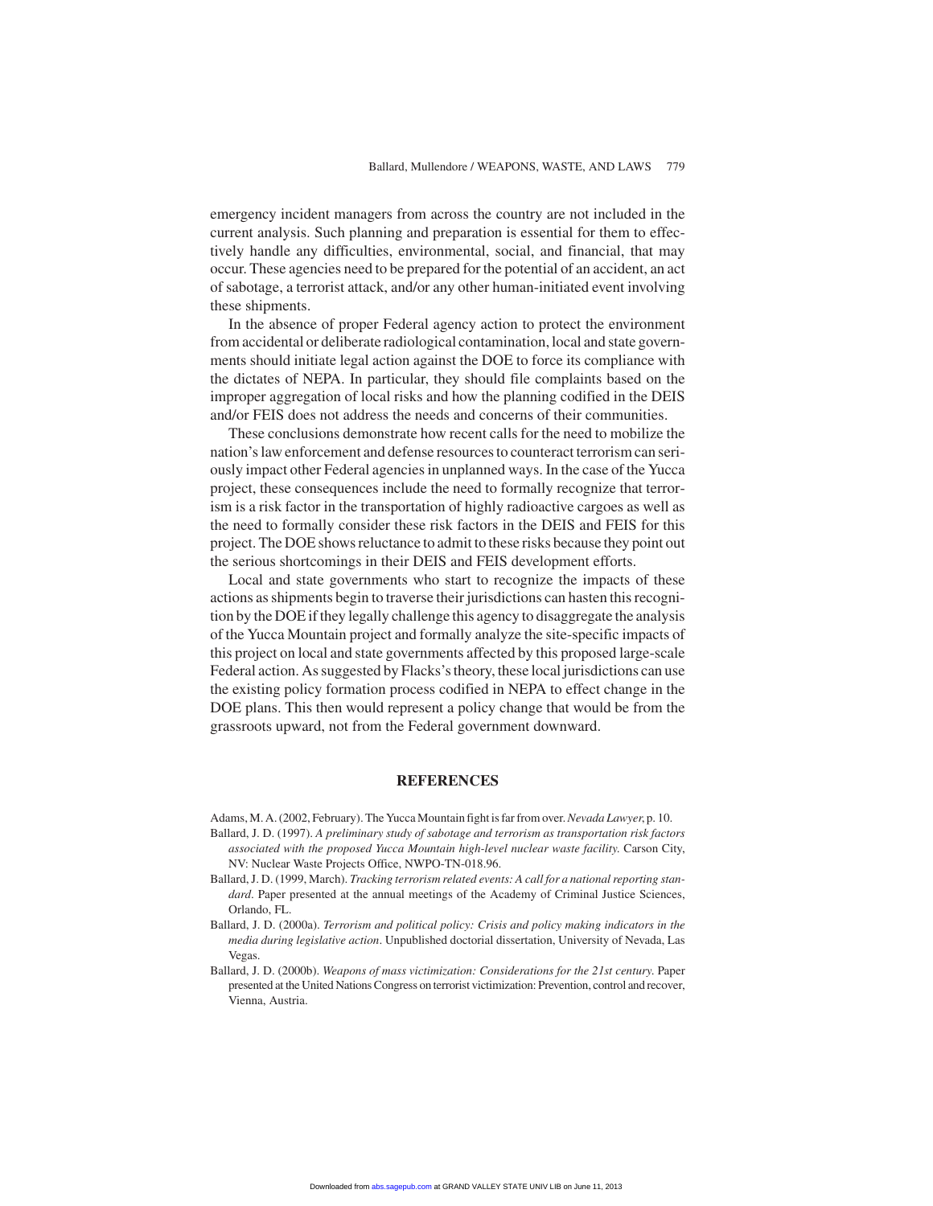emergency incident managers from across the country are not included in the current analysis. Such planning and preparation is essential for them to effectively handle any difficulties, environmental, social, and financial, that may occur. These agencies need to be prepared for the potential of an accident, an act of sabotage, a terrorist attack, and/or any other human-initiated event involving these shipments.

In the absence of proper Federal agency action to protect the environment from accidental or deliberate radiological contamination, local and state governments should initiate legal action against the DOE to force its compliance with the dictates of NEPA. In particular, they should file complaints based on the improper aggregation of local risks and how the planning codified in the DEIS and/or FEIS does not address the needs and concerns of their communities.

These conclusions demonstrate how recent calls for the need to mobilize the nation's law enforcement and defense resources to counteract terrorism can seriously impact other Federal agencies in unplanned ways. In the case of the Yucca project, these consequences include the need to formally recognize that terrorism is a risk factor in the transportation of highly radioactive cargoes as well as the need to formally consider these risk factors in the DEIS and FEIS for this project. The DOE shows reluctance to admit to these risks because they point out the serious shortcomings in their DEIS and FEIS development efforts.

Local and state governments who start to recognize the impacts of these actions as shipments begin to traverse their jurisdictions can hasten this recognition by the DOE if they legally challenge this agency to disaggregate the analysis of the Yucca Mountain project and formally analyze the site-specific impacts of this project on local and state governments affected by this proposed large-scale Federal action. As suggested by Flacks's theory, these local jurisdictions can use the existing policy formation process codified in NEPA to effect change in the DOE plans. This then would represent a policy change that would be from the grassroots upward, not from the Federal government downward.

## REFERENCES

Adams, M. A. (2002, February). The Yucca Mountain fight is far from over. *Nevada Lawyer,* p. 10.

Ballard, J. D. (1997). *A preliminary study of sabotage and terrorism as transportation risk factors associated with the proposed Yucca Mountain high-level nuclear waste facility.* Carson City, NV: Nuclear Waste Projects Office, NWPO-TN-018.96.

Ballard, J. D. (1999, March). *Tracking terrorism related events: A call for a national reporting standard*. Paper presented at the annual meetings of the Academy of Criminal Justice Sciences, Orlando, FL.

Ballard, J. D. (2000a). *Terrorism and political policy: Crisis and policy making indicators in the media during legislative action*. Unpublished doctorial dissertation, University of Nevada, Las Vegas.

Ballard, J. D. (2000b). *Weapons of mass victimization: Considerations for the 21st century.* Paper presented at the United Nations Congress on terrorist victimization: Prevention, control and recover, Vienna, Austria.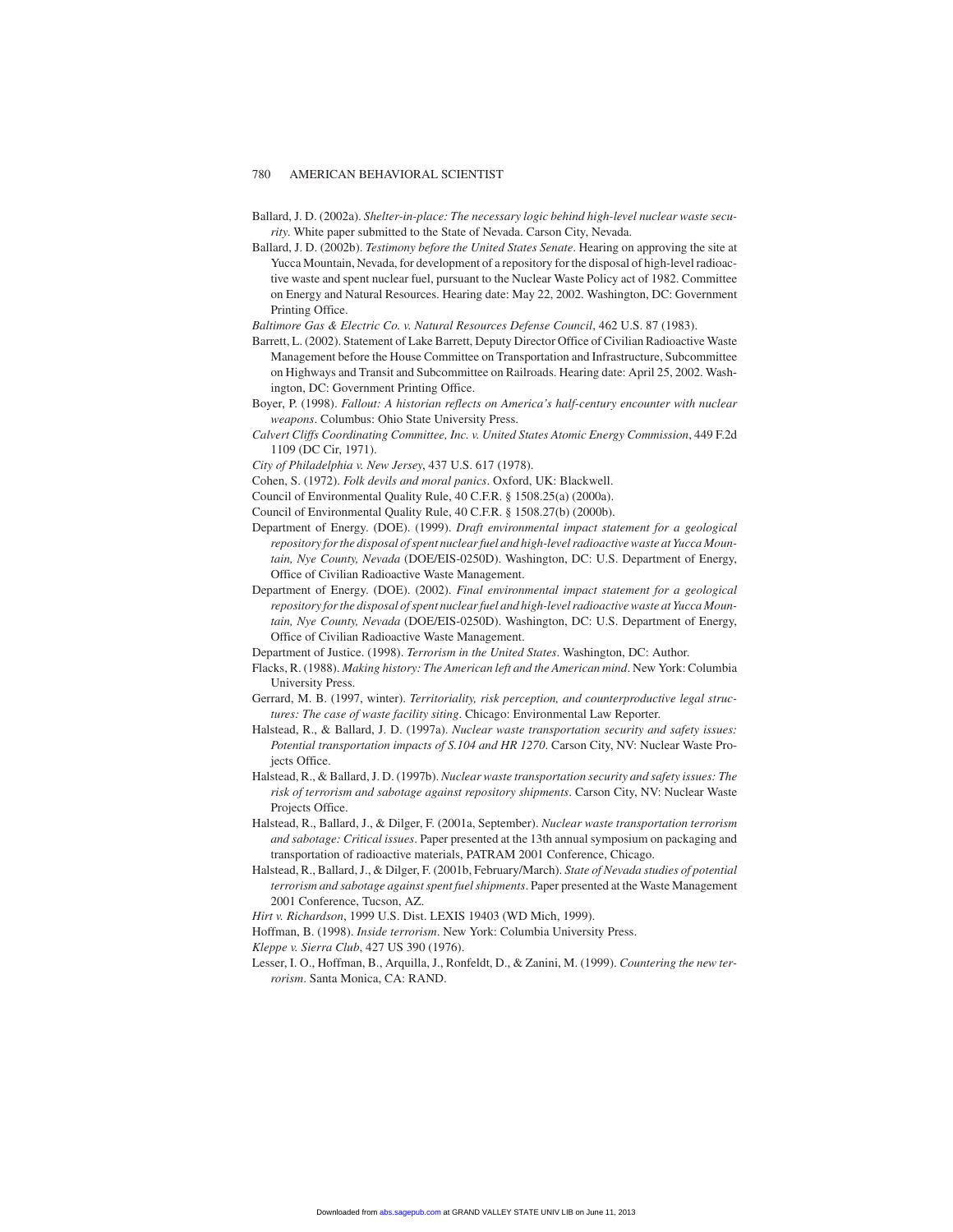Ballard, J. D. (2002a). *Shelter-in-place: The necessary logic behind high-level nuclear waste security*. White paper submitted to the State of Nevada. Carson City, Nevada.

Ballard, J. D. (2002b). *Testimony before the United States Senate*. Hearing on approving the site at Yucca Mountain, Nevada, for development of a repository for the disposal of high-level radioactive waste and spent nuclear fuel, pursuant to the Nuclear Waste Policy act of 1982. Committee on Energy and Natural Resources. Hearing date: May 22, 2002. Washington, DC: Government Printing Office.

*Baltimore Gas & Electric Co. v. Natural Resources Defense Council*, 462 U.S. 87 (1983).

Barrett, L. (2002). Statement of Lake Barrett, Deputy Director Office of Civilian Radioactive Waste Management before the House Committee on Transportation and Infrastructure, Subcommittee on Highways and Transit and Subcommittee on Railroads. Hearing date: April 25, 2002. Washington, DC: Government Printing Office.

Boyer, P. (1998). *Fallout: A historian reflects on America's half-century encounter with nuclear weapons*. Columbus: Ohio State University Press.

*Calvert Cliffs Coordinating Committee, Inc. v. United States Atomic Energy Commission*, 449 F.2d 1109 (DC Cir, 1971).

*City of Philadelphia v. New Jersey*, 437 U.S. 617 (1978).

Cohen, S. (1972). *Folk devils and moral panics*. Oxford, UK: Blackwell.

Council of Environmental Quality Rule, 40 C.F.R. § 1508.25(a) (2000a).

Council of Environmental Quality Rule, 40 C.F.R. § 1508.27(b) (2000b).

Department of Energy. (DOE). (1999). *Draft environmental impact statement for a geological repository for the disposal of spent nuclear fuel and high-level radioactive waste at Yucca Mountain, Nye County, Nevada* (DOE/EIS-0250D). Washington, DC: U.S. Department of Energy, Office of Civilian Radioactive Waste Management.

Department of Energy. (DOE). (2002). *Final environmental impact statement for a geological repository for the disposal of spent nuclear fuel and high-level radioactive waste at Yucca Mountain, Nye County, Nevada* (DOE/EIS-0250D). Washington, DC: U.S. Department of Energy, Office of Civilian Radioactive Waste Management.

Department of Justice. (1998). *Terrorism in the United States*. Washington, DC: Author.

Flacks, R. (1988). *Making history: The American left and the American mind*. New York: Columbia University Press.

Gerrard, M. B. (1997, winter). *Territoriality, risk perception, and counterproductive legal structures: The case of waste facility siting*. Chicago: Environmental Law Reporter.

Halstead, R., & Ballard, J. D. (1997a). *Nuclear waste transportation security and safety issues: Potential transportation impacts of S.104 and HR 1270*. Carson City, NV: Nuclear Waste Projects Office.

Halstead, R., & Ballard, J. D. (1997b). *Nuclear waste transportation security and safety issues: The risk of terrorism and sabotage against repository shipments*. Carson City, NV: Nuclear Waste Projects Office.

Halstead, R., Ballard, J., & Dilger, F. (2001a, September). *Nuclear waste transportation terrorism and sabotage: Critical issues*. Paper presented at the 13th annual symposium on packaging and transportation of radioactive materials, PATRAM 2001 Conference, Chicago.

Halstead, R., Ballard, J., & Dilger, F. (2001b, February/March). *State of Nevada studies of potential terrorism and sabotage against spent fuel shipments*. Paper presented at the Waste Management 2001 Conference, Tucson, AZ.

*Hirt v. Richardson*, 1999 U.S. Dist. LEXIS 19403 (WD Mich, 1999).

Hoffman, B. (1998). *Inside terrorism*. New York: Columbia University Press.

*Kleppe v. Sierra Club*, 427 US 390 (1976).

Lesser, I. O., Hoffman, B., Arquilla, J., Ronfeldt, D., & Zanini, M. (1999). *Countering the new terrorism*. Santa Monica, CA: RAND.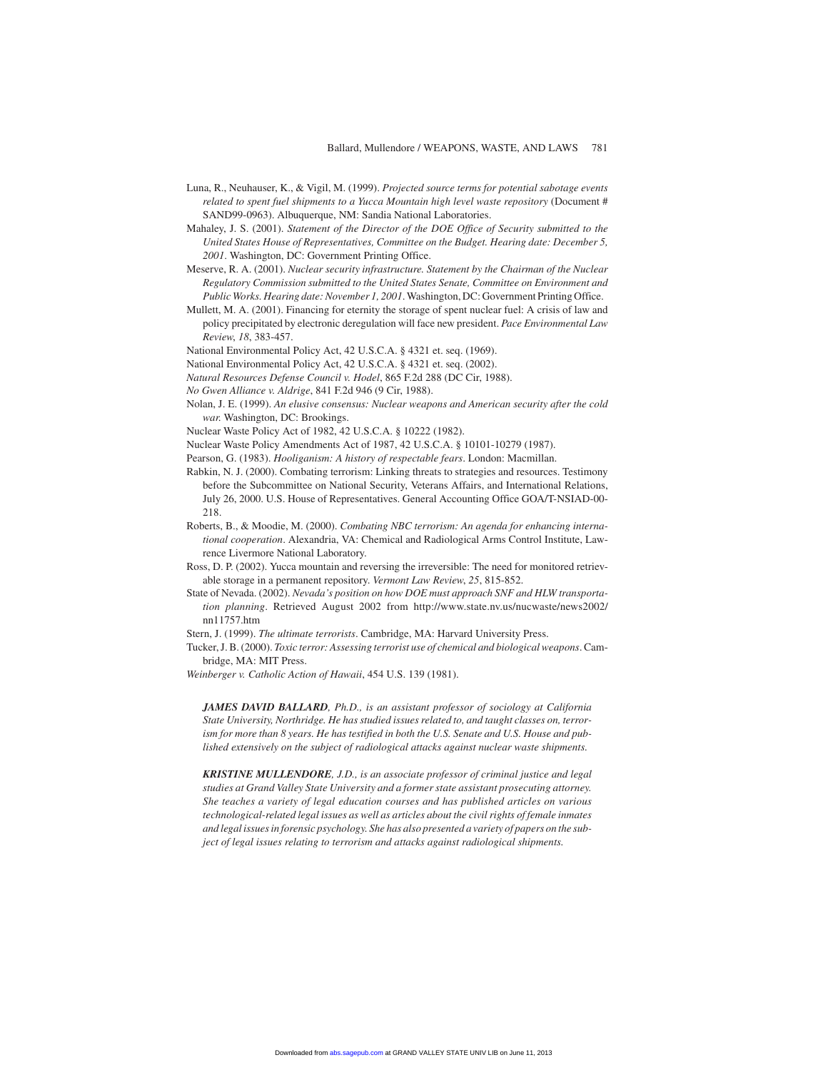Luna, R., Neuhauser, K., & Vigil, M. (1999). *Projected source terms for potential sabotage events related to spent fuel shipments to a Yucca Mountain high level waste repository* (Document # SAND99-0963). Albuquerque, NM: Sandia National Laboratories.

Mahaley, J. S. (2001). *Statement of the Director of the DOE Office of Security submitted to the United States House of Representatives, Committee on the Budget. Hearing date: December 5, 2001*. Washington, DC: Government Printing Office.

Meserve, R. A. (2001). *Nuclear security infrastructure. Statement by the Chairman of the Nuclear Regulatory Commission submitted to the United States Senate, Committee on Environment and Public Works. Hearing date: November 1, 2001*. Washington, DC: Government Printing Office.

Mullett, M. A. (2001). Financing for eternity the storage of spent nuclear fuel: A crisis of law and policy precipitated by electronic deregulation will face new president. *Pace Environmental Law Review*, *18*, 383-457.

National Environmental Policy Act, 42 U.S.C.A. § 4321 et. seq. (1969).

National Environmental Policy Act, 42 U.S.C.A. § 4321 et. seq. (2002).

*Natural Resources Defense Council v. Hodel*, 865 F.2d 288 (DC Cir, 1988).

*No Gwen Alliance v. Aldrige*, 841 F.2d 946 (9 Cir, 1988).

Nolan, J. E. (1999). *An elusive consensus: Nuclear weapons and American security after the cold war.* Washington, DC: Brookings.

Nuclear Waste Policy Act of 1982, 42 U.S.C.A. § 10222 (1982).

Nuclear Waste Policy Amendments Act of 1987, 42 U.S.C.A. § 10101-10279 (1987).

Pearson, G. (1983). *Hooliganism: A history of respectable fears*. London: Macmillan.

Rabkin, N. J. (2000). Combating terrorism: Linking threats to strategies and resources. Testimony before the Subcommittee on National Security, Veterans Affairs, and International Relations, July 26, 2000. U.S. House of Representatives. General Accounting Office GOA/T-NSIAD-00-218.

Roberts, B., & Moodie, M. (2000). *Combating NBC terrorism: An agenda for enhancing international cooperation*. Alexandria, VA: Chemical and Radiological Arms Control Institute, Lawrence Livermore National Laboratory.

Ross, D. P. (2002). Yucca mountain and reversing the irreversible: The need for monitored retrievable storage in a permanent repository. *Vermont Law Review*, *25*, 815-852.

State of Nevada. (2002). *Nevada's position on how DOE must approach SNF and HLW transportation planning*. Retrieved August 2002 from http://www.state.nv.us/nucwaste/news2002/nn11757.htm

Stern, J. (1999). *The ultimate terrorists*. Cambridge, MA: Harvard University Press.

Tucker, J. B. (2000). *Toxic terror: Assessing terrorist use of chemical and biological weapons*. Cambridge, MA: MIT Press.

*Weinberger v. Catholic Action of Hawaii*, 454 U.S. 139 (1981).

***JAMES DAVID BALLARD****, Ph.D., is an assistant professor of sociology at California State University, Northridge. He has studied issues related to, and taught classes on, terrorism for more than 8 years. He has testified in both the U.S. Senate and U.S. House and published extensively on the subject of radiological attacks against nuclear waste shipments.*

***KRISTINE MULLENDORE****, J.D., is an associate professor of criminal justice and legal studies at Grand Valley State University and a former state assistant prosecuting attorney. She teaches a variety of legal education courses and has published articles on various technological-related legal issues as well as articles about the civil rights of female inmates and legal issues in forensic psychology. She has also presented a variety of papers on the subject of legal issues relating to terrorism and attacks against radiological shipments.*